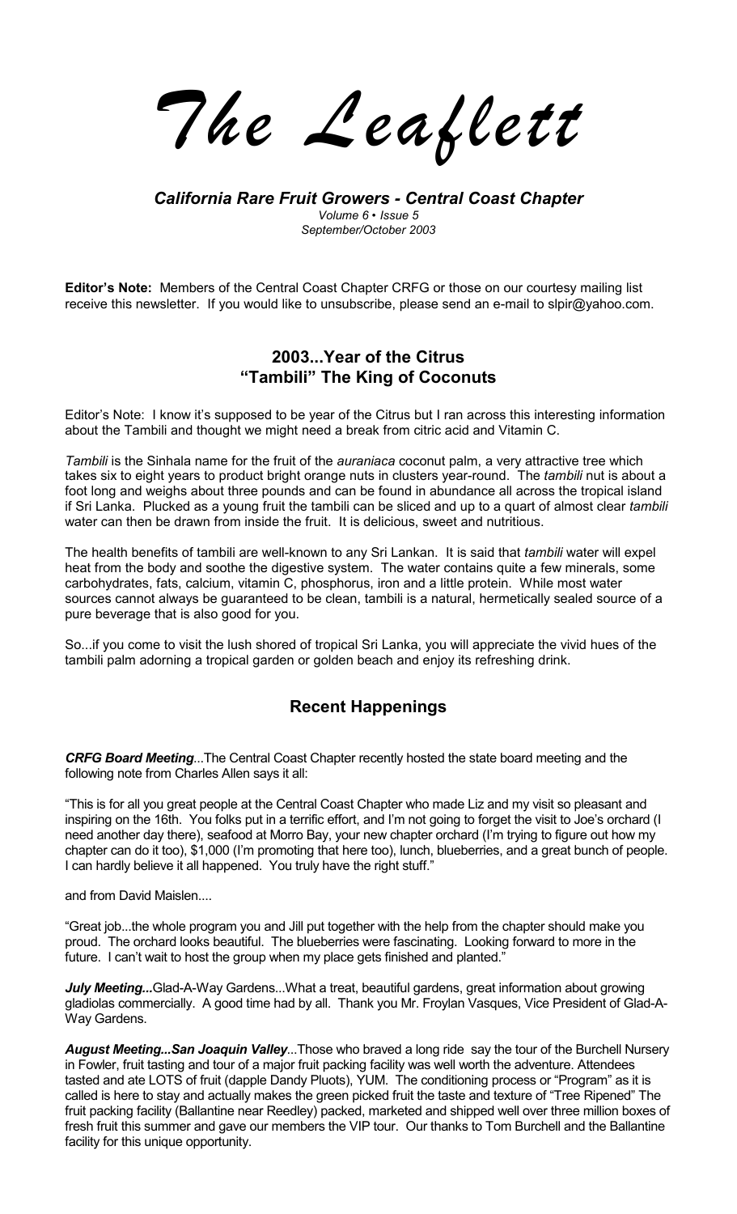# *The Leaflett*

***California Rare Fruit Growers - Central Coast Chapter***

*Volume 6 • Issue 5*

*September/October 2003*

**Editor's Note:** Members of the Central Coast Chapter CRFG or those on our courtesy mailing list receive this newsletter. If you would like to unsubscribe, please send an e-mail to slpir@yahoo.com.

## 2003...Year of the Citrus "Tambili" The King of Coconuts

Editor's Note: I know it's supposed to be year of the Citrus but I ran across this interesting information about the Tambili and thought we might need a break from citric acid and Vitamin C.

*Tambili* is the Sinhala name for the fruit of the *auraniaca* coconut palm, a very attractive tree which takes six to eight years to product bright orange nuts in clusters year-round. The *tambili* nut is about a foot long and weighs about three pounds and can be found in abundance all across the tropical island if Sri Lanka. Plucked as a young fruit the tambili can be sliced and up to a quart of almost clear *tambili* water can then be drawn from inside the fruit. It is delicious, sweet and nutritious.

The health benefits of tambili are well-known to any Sri Lankan. It is said that *tambili* water will expel heat from the body and soothe the digestive system. The water contains quite a few minerals, some carbohydrates, fats, calcium, vitamin C, phosphorus, iron and a little protein. While most water sources cannot always be guaranteed to be clean, tambili is a natural, hermetically sealed source of a pure beverage that is also good for you.

So...if you come to visit the lush shored of tropical Sri Lanka, you will appreciate the vivid hues of the tambili palm adorning a tropical garden or golden beach and enjoy its refreshing drink.

## Recent Happenings

***CRFG Board Meeting***...The Central Coast Chapter recently hosted the state board meeting and the following note from Charles Allen says it all:

"This is for all you great people at the Central Coast Chapter who made Liz and my visit so pleasant and inspiring on the 16th. You folks put in a terrific effort, and I'm not going to forget the visit to Joe's orchard (I need another day there), seafood at Morro Bay, your new chapter orchard (I'm trying to figure out how my chapter can do it too), $1,000 (I'm promoting that here too), lunch, blueberries, and a great bunch of people. I can hardly believe it all happened. You truly have the right stuff."

and from David Maislen....

"Great job...the whole program you and Jill put together with the help from the chapter should make you proud. The orchard looks beautiful. The blueberries were fascinating. Looking forward to more in the future. I can't wait to host the group when my place gets finished and planted."

***July Meeting...***Glad-A-Way Gardens...What a treat, beautiful gardens, great information about growing gladiolas commercially. A good time had by all. Thank you Mr. Froylan Vasques, Vice President of Glad-A-Way Gardens.

***August Meeting...San Joaquin Valley***...Those who braved a long ride say the tour of the Burchell Nursery in Fowler, fruit tasting and tour of a major fruit packing facility was well worth the adventure. Attendees tasted and ate LOTS of fruit (dapple Dandy Pluots), YUM. The conditioning process or "Program" as it is called is here to stay and actually makes the green picked fruit the taste and texture of "Tree Ripened" The fruit packing facility (Ballantine near Reedley) packed, marketed and shipped well over three million boxes of fresh fruit this summer and gave our members the VIP tour. Our thanks to Tom Burchell and the Ballantine facility for this unique opportunity.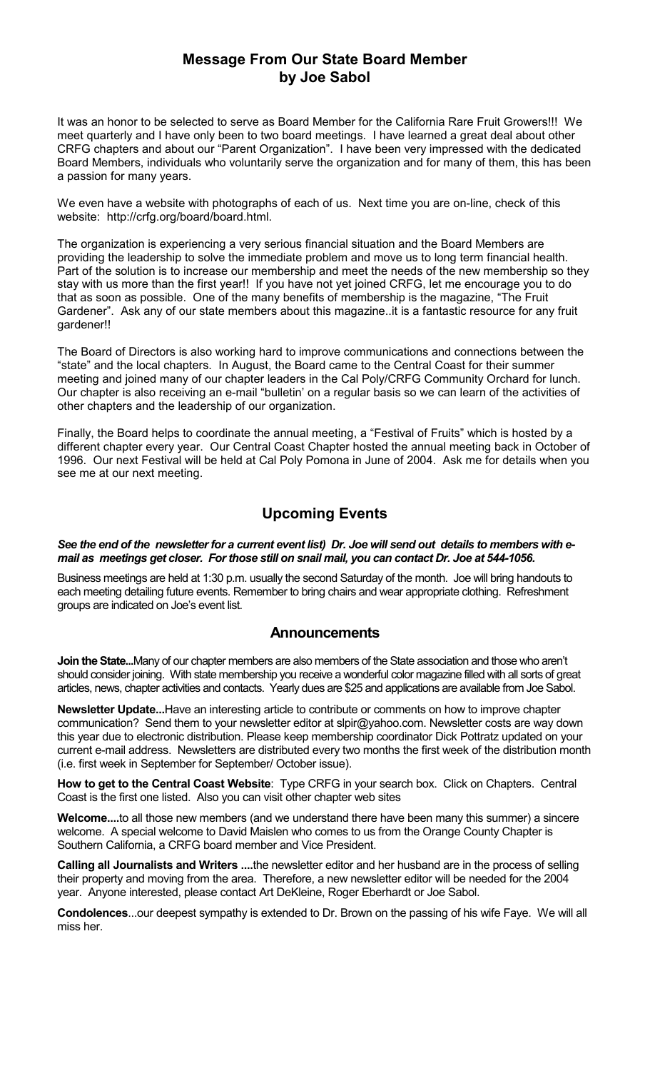## Message From Our State Board Member
## by Joe Sabol

It was an honor to be selected to serve as Board Member for the California Rare Fruit Growers!!! We meet quarterly and I have only been to two board meetings. I have learned a great deal about other CRFG chapters and about our "Parent Organization". I have been very impressed with the dedicated Board Members, individuals who voluntarily serve the organization and for many of them, this has been a passion for many years.

We even have a website with photographs of each of us. Next time you are on-line, check of this website: http://crfg.org/board/board.html.

The organization is experiencing a very serious financial situation and the Board Members are providing the leadership to solve the immediate problem and move us to long term financial health. Part of the solution is to increase our membership and meet the needs of the new membership so they stay with us more than the first year!! If you have not yet joined CRFG, let me encourage you to do that as soon as possible. One of the many benefits of membership is the magazine, "The Fruit Gardener". Ask any of our state members about this magazine..it is a fantastic resource for any fruit gardener!!

The Board of Directors is also working hard to improve communications and connections between the "state" and the local chapters. In August, the Board came to the Central Coast for their summer meeting and joined many of our chapter leaders in the Cal Poly/CRFG Community Orchard for lunch. Our chapter is also receiving an e-mail "bulletin' on a regular basis so we can learn of the activities of other chapters and the leadership of our organization.

Finally, the Board helps to coordinate the annual meeting, a "Festival of Fruits" which is hosted by a different chapter every year. Our Central Coast Chapter hosted the annual meeting back in October of 1996. Our next Festival will be held at Cal Poly Pomona in June of 2004. Ask me for details when you see me at our next meeting.

## Upcoming Events

***See the end of the newsletter for a current event list) Dr. Joe will send out details to members with e-mail as meetings get closer. For those still on snail mail, you can contact Dr. Joe at 544-1056.***

Business meetings are held at 1:30 p.m. usually the second Saturday of the month. Joe will bring handouts to each meeting detailing future events. Remember to bring chairs and wear appropriate clothing. Refreshment groups are indicated on Joe's event list.

## Announcements

**Join the State...**Many of our chapter members are also members of the State association and those who aren't should consider joining. With state membership you receive a wonderful color magazine filled with all sorts of great articles, news, chapter activities and contacts. Yearly dues are $25 and applications are available from Joe Sabol.

**Newsletter Update...**Have an interesting article to contribute or comments on how to improve chapter communication? Send them to your newsletter editor at slpir@yahoo.com. Newsletter costs are way down this year due to electronic distribution. Please keep membership coordinator Dick Pottratz updated on your current e-mail address. Newsletters are distributed every two months the first week of the distribution month (i.e. first week in September for September/ October issue).

**How to get to the Central Coast Website**: Type CRFG in your search box. Click on Chapters. Central Coast is the first one listed. Also you can visit other chapter web sites

**Welcome....**to all those new members (and we understand there have been many this summer) a sincere welcome. A special welcome to David Maislen who comes to us from the Orange County Chapter is Southern California, a CRFG board member and Vice President.

**Calling all Journalists and Writers ....**the newsletter editor and her husband are in the process of selling their property and moving from the area. Therefore, a new newsletter editor will be needed for the 2004 year. Anyone interested, please contact Art DeKleine, Roger Eberhardt or Joe Sabol.

**Condolences**...our deepest sympathy is extended to Dr. Brown on the passing of his wife Faye. We will all miss her.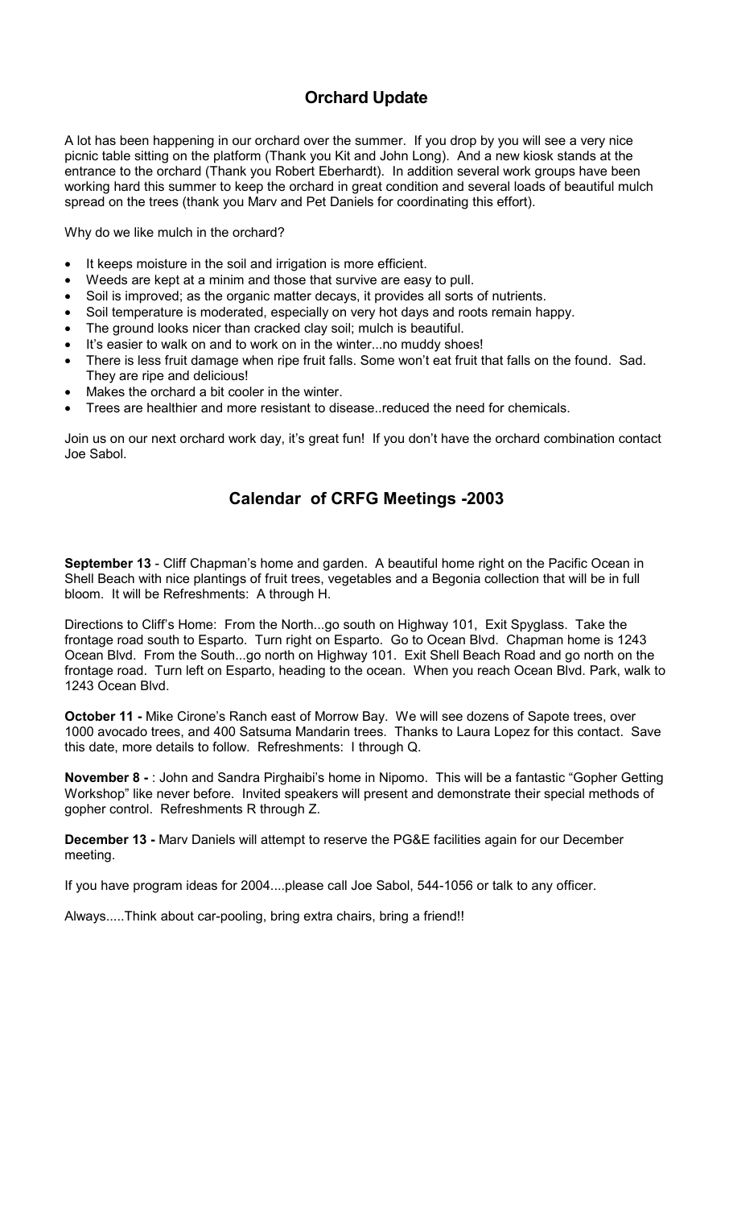## Orchard Update

A lot has been happening in our orchard over the summer. If you drop by you will see a very nice picnic table sitting on the platform (Thank you Kit and John Long). And a new kiosk stands at the entrance to the orchard (Thank you Robert Eberhardt). In addition several work groups have been working hard this summer to keep the orchard in great condition and several loads of beautiful mulch spread on the trees (thank you Marv and Pet Daniels for coordinating this effort).

Why do we like mulch in the orchard?

- It keeps moisture in the soil and irrigation is more efficient.
- Weeds are kept at a minim and those that survive are easy to pull.
- Soil is improved; as the organic matter decays, it provides all sorts of nutrients.
- Soil temperature is moderated, especially on very hot days and roots remain happy.
- The ground looks nicer than cracked clay soil; mulch is beautiful.
- It's easier to walk on and to work on in the winter...no muddy shoes!
- There is less fruit damage when ripe fruit falls. Some won't eat fruit that falls on the found. Sad. They are ripe and delicious!
- Makes the orchard a bit cooler in the winter.
- Trees are healthier and more resistant to disease..reduced the need for chemicals.

Join us on our next orchard work day, it's great fun! If you don't have the orchard combination contact Joe Sabol.

## Calendar of CRFG Meetings -2003

**September 13** - Cliff Chapman's home and garden. A beautiful home right on the Pacific Ocean in Shell Beach with nice plantings of fruit trees, vegetables and a Begonia collection that will be in full bloom. It will be Refreshments: A through H.

Directions to Cliff's Home: From the North...go south on Highway 101, Exit Spyglass. Take the frontage road south to Esparto. Turn right on Esparto. Go to Ocean Blvd. Chapman home is 1243 Ocean Blvd. From the South...go north on Highway 101. Exit Shell Beach Road and go north on the frontage road. Turn left on Esparto, heading to the ocean. When you reach Ocean Blvd. Park, walk to 1243 Ocean Blvd.

**October 11 -** Mike Cirone's Ranch east of Morrow Bay. We will see dozens of Sapote trees, over 1000 avocado trees, and 400 Satsuma Mandarin trees. Thanks to Laura Lopez for this contact. Save this date, more details to follow. Refreshments: I through Q.

**November 8 -** : John and Sandra Pirghaibi's home in Nipomo. This will be a fantastic "Gopher Getting Workshop" like never before. Invited speakers will present and demonstrate their special methods of gopher control. Refreshments R through Z.

**December 13 -** Marv Daniels will attempt to reserve the PG&E facilities again for our December meeting.

If you have program ideas for 2004....please call Joe Sabol, 544-1056 or talk to any officer.

Always.....Think about car-pooling, bring extra chairs, bring a friend!!